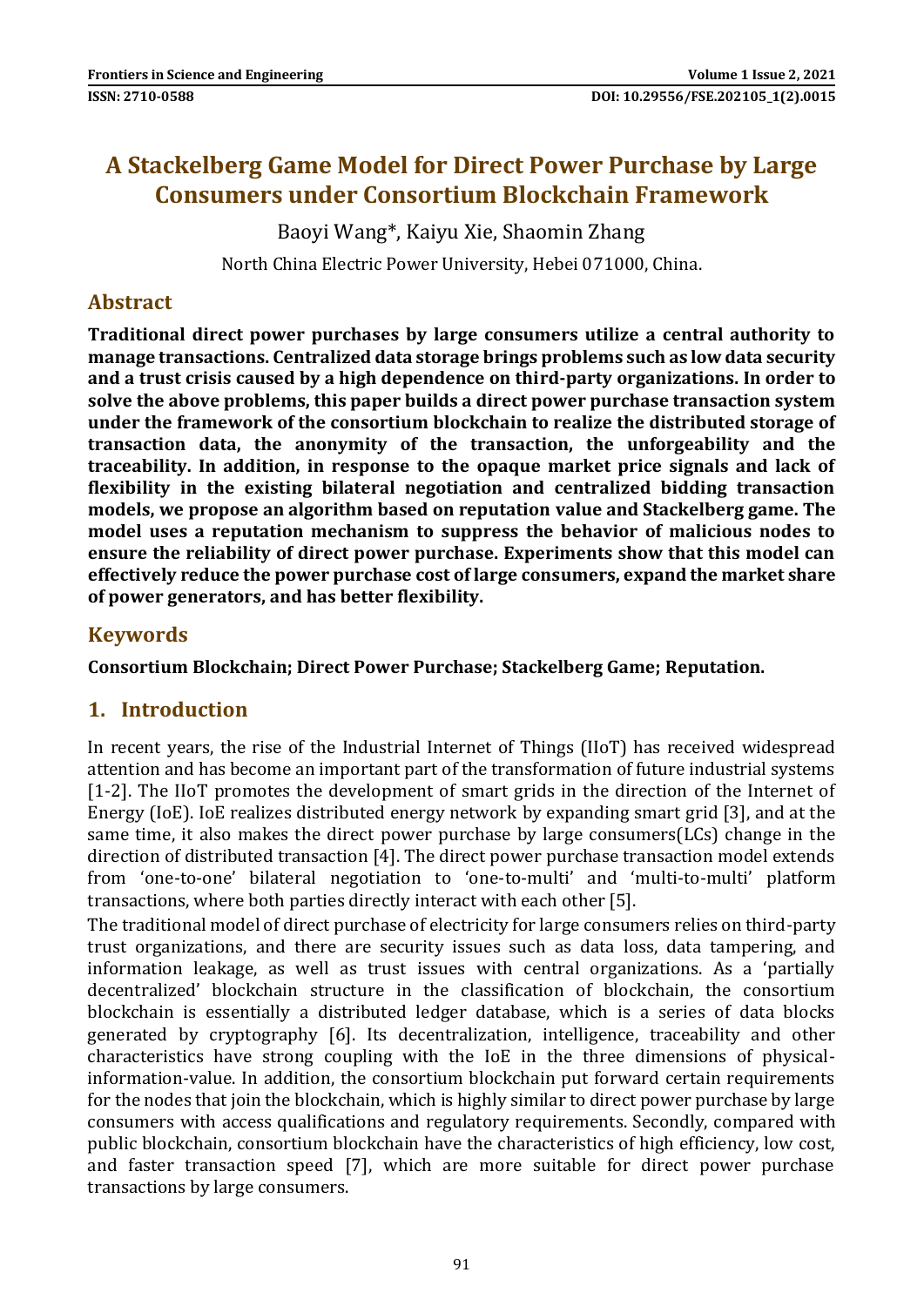# A Stackelberg Game Model for Direct Power Purchase by Large Consumers under Consortium Blockchain Framework

Baoyi Wang*, Kaiyu Xie, Shaomin Zhang

North China Electric Power University, Hebei 071000, China.

## Abstract

**Traditional direct power purchases by large consumers utilize a central authority to manage transactions. Centralized data storage brings problems such as low data security and a trust crisis caused by a high dependence on third-party organizations. In order to solve the above problems, this paper builds a direct power purchase transaction system under the framework of the consortium blockchain to realize the distributed storage of transaction data, the anonymity of the transaction, the unforgeability and the traceability. In addition, in response to the opaque market price signals and lack of flexibility in the existing bilateral negotiation and centralized bidding transaction models, we propose an algorithm based on reputation value and Stackelberg game. The model uses a reputation mechanism to suppress the behavior of malicious nodes to ensure the reliability of direct power purchase. Experiments show that this model can effectively reduce the power purchase cost of large consumers, expand the market share of power generators, and has better flexibility.**

## Keywords

**Consortium Blockchain; Direct Power Purchase; Stackelberg Game; Reputation.**

## 1. Introduction

In recent years, the rise of the Industrial Internet of Things (IIoT) has received widespread attention and has become an important part of the transformation of future industrial systems [1-2]. The IIoT promotes the development of smart grids in the direction of the Internet of Energy (IoE). IoE realizes distributed energy network by expanding smart grid [3], and at the same time, it also makes the direct power purchase by large consumers(LCs) change in the direction of distributed transaction [4]. The direct power purchase transaction model extends from 'one-to-one' bilateral negotiation to 'one-to-multi' and 'multi-to-multi' platform transactions, where both parties directly interact with each other [5].

The traditional model of direct purchase of electricity for large consumers relies on third-party trust organizations, and there are security issues such as data loss, data tampering, and information leakage, as well as trust issues with central organizations. As a 'partially decentralized' blockchain structure in the classification of blockchain, the consortium blockchain is essentially a distributed ledger database, which is a series of data blocks generated by cryptography [6]. Its decentralization, intelligence, traceability and other characteristics have strong coupling with the IoE in the three dimensions of physical-information-value. In addition, the consortium blockchain put forward certain requirements for the nodes that join the blockchain, which is highly similar to direct power purchase by large consumers with access qualifications and regulatory requirements. Secondly, compared with public blockchain, consortium blockchain have the characteristics of high efficiency, low cost, and faster transaction speed [7], which are more suitable for direct power purchase transactions by large consumers.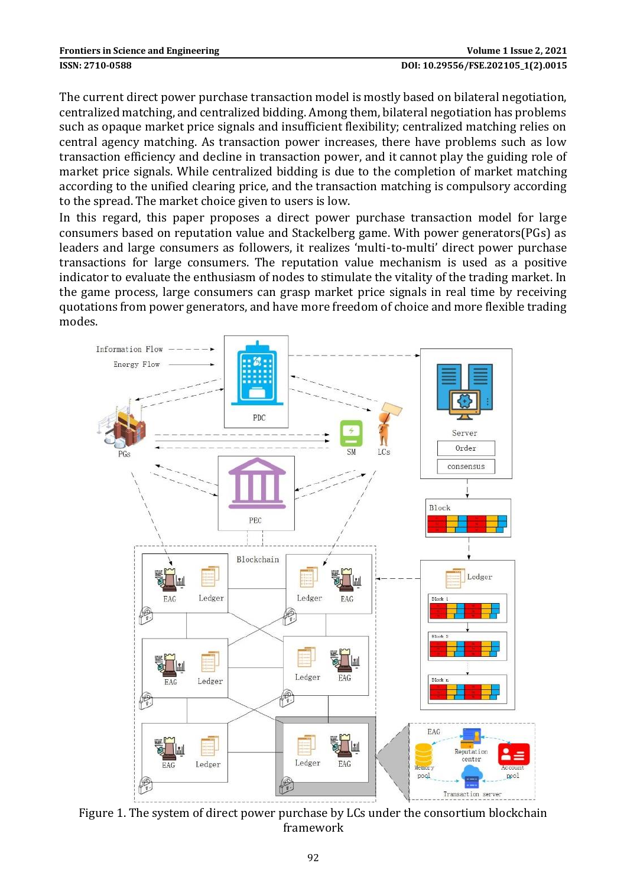The current direct power purchase transaction model is mostly based on bilateral negotiation, centralized matching, and centralized bidding. Among them, bilateral negotiation has problems such as opaque market price signals and insufficient flexibility; centralized matching relies on central agency matching. As transaction power increases, there have problems such as low transaction efficiency and decline in transaction power, and it cannot play the guiding role of market price signals. While centralized bidding is due to the completion of market matching according to the unified clearing price, and the transaction matching is compulsory according to the spread. The market choice given to users is low.

In this regard, this paper proposes a direct power purchase transaction model for large consumers based on reputation value and Stackelberg game. With power generators(PGs) as leaders and large consumers as followers, it realizes 'multi-to-multi' direct power purchase transactions for large consumers. The reputation value mechanism is used as a positive indicator to evaluate the enthusiasm of nodes to stimulate the vitality of the trading market. In the game process, large consumers can grasp market price signals in real time by receiving quotations from power generators, and have more freedom of choice and more flexible trading modes.

Figure 1. The system of direct power purchase by LCs under the consortium blockchain framework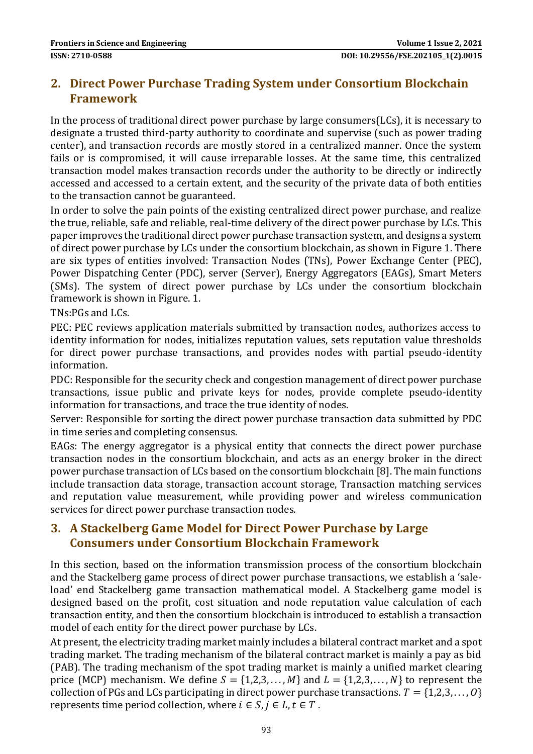## 2. Direct Power Purchase Trading System under Consortium Blockchain Framework

In the process of traditional direct power purchase by large consumers(LCs), it is necessary to designate a trusted third-party authority to coordinate and supervise (such as power trading center), and transaction records are mostly stored in a centralized manner. Once the system fails or is compromised, it will cause irreparable losses. At the same time, this centralized transaction model makes transaction records under the authority to be directly or indirectly accessed and accessed to a certain extent, and the security of the private data of both entities to the transaction cannot be guaranteed.

In order to solve the pain points of the existing centralized direct power purchase, and realize the true, reliable, safe and reliable, real-time delivery of the direct power purchase by LCs. This paper improves the traditional direct power purchase transaction system, and designs a system of direct power purchase by LCs under the consortium blockchain, as shown in Figure 1. There are six types of entities involved: Transaction Nodes (TNs), Power Exchange Center (PEC), Power Dispatching Center (PDC), server (Server), Energy Aggregators (EAGs), Smart Meters (SMs). The system of direct power purchase by LCs under the consortium blockchain framework is shown in Figure. 1.

TNs:PGs and LCs.

PEC: PEC reviews application materials submitted by transaction nodes, authorizes access to identity information for nodes, initializes reputation values, sets reputation value thresholds for direct power purchase transactions, and provides nodes with partial pseudo-identity information.

PDC: Responsible for the security check and congestion management of direct power purchase transactions, issue public and private keys for nodes, provide complete pseudo-identity information for transactions, and trace the true identity of nodes.

Server: Responsible for sorting the direct power purchase transaction data submitted by PDC in time series and completing consensus.

EAGs: The energy aggregator is a physical entity that connects the direct power purchase transaction nodes in the consortium blockchain, and acts as an energy broker in the direct power purchase transaction of LCs based on the consortium blockchain [8]. The main functions include transaction data storage, transaction account storage, Transaction matching services and reputation value measurement, while providing power and wireless communication services for direct power purchase transaction nodes.

## 3. A Stackelberg Game Model for Direct Power Purchase by Large Consumers under Consortium Blockchain Framework

In this section, based on the information transmission process of the consortium blockchain and the Stackelberg game process of direct power purchase transactions, we establish a 'sale-load' end Stackelberg game transaction mathematical model. A Stackelberg game model is designed based on the profit, cost situation and node reputation value calculation of each transaction entity, and then the consortium blockchain is introduced to establish a transaction model of each entity for the direct power purchase by LCs.

At present, the electricity trading market mainly includes a bilateral contract market and a spot trading market. The trading mechanism of the bilateral contract market is mainly a pay as bid (PAB). The trading mechanism of the spot trading market is mainly a unified market clearing price (MCP) mechanism. We define $S = \{1,2,3,\ldots,M\}$ and $L = \{1,2,3,\ldots,N\}$ to represent the collection of PGs and LCs participating in direct power purchase transactions. $T = \{1,2,3,\ldots,O\}$ represents time period collection, where $i \in S, j \in L, t \in T$ .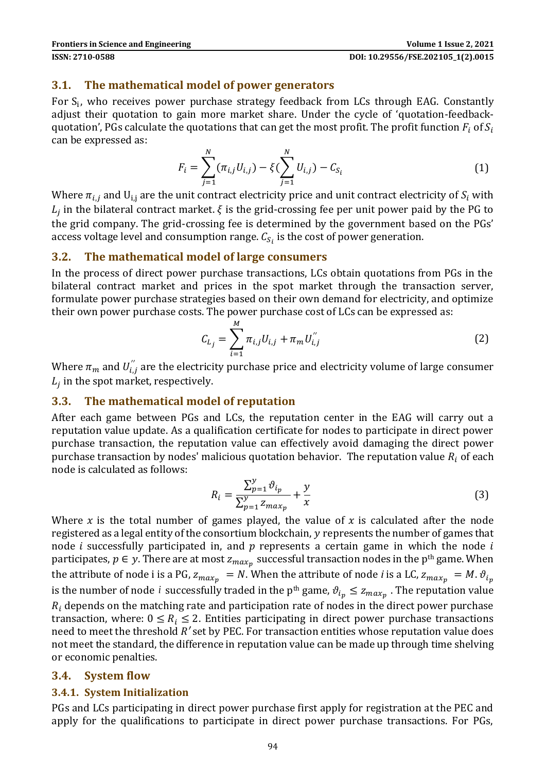### 3.1. The mathematical model of power generators

For $S_i$, who receives power purchase strategy feedback from LCs through EAG. Constantly adjust their quotation to gain more market share. Under the cycle of 'quotation-feedback-quotation', PGs calculate the quotations that can get the most profit. The profit function $F_i$ of $S_i$ can be expressed as:

$$F_i = \sum_{j=1}^{N} (\pi_{i,j} U_{i,j}) - \xi(\sum_{j=1}^{N} U_{i,j}) - C_{S_i} \tag{1}$$

Where $\pi_{i,j}$ and $U_{i,j}$ are the unit contract electricity price and unit contract electricity of $S_i$ with $L_j$ in the bilateral contract market. $\xi$ is the grid-crossing fee per unit power paid by the PG to the grid company. The grid-crossing fee is determined by the government based on the PGs' access voltage level and consumption range. $C_{S_i}$ is the cost of power generation.

### 3.2. The mathematical model of large consumers

In the process of direct power purchase transactions, LCs obtain quotations from PGs in the bilateral contract market and prices in the spot market through the transaction server, formulate power purchase strategies based on their own demand for electricity, and optimize their own power purchase costs. The power purchase cost of LCs can be expressed as:

$$C_{L_j} = \sum_{i=1}^{M} \pi_{i,j} U_{i,j} + \pi_m U_{i,j}^{''} \tag{2}$$

Where $\pi_m$ and $U_{i,j}^{''}$ are the electricity purchase price and electricity volume of large consumer $L_j$ in the spot market, respectively.

### 3.3. The mathematical model of reputation

After each game between PGs and LCs, the reputation center in the EAG will carry out a reputation value update. As a qualification certificate for nodes to participate in direct power purchase transaction, the reputation value can effectively avoid damaging the direct power purchase transaction by nodes' malicious quotation behavior. The reputation value $R_i$ of each node is calculated as follows:

$$R_i = \frac{\sum_{p=1}^{y} \vartheta_{i_p}}{\sum_{p=1}^{y} z_{max_p}} + \frac{y}{x} \tag{3}$$

Where $x$ is the total number of games played, the value of $x$ is calculated after the node registered as a legal entity of the consortium blockchain, $y$ represents the number of games that node $i$ successfully participated in, and $p$ represents a certain game in which the node $i$ participates, $p \in y$. There are at most $z_{max_p}$ successful transaction nodes in the p[th] game. When the attribute of node i is a PG, $z_{max_p} = N$. When the attribute of node $i$ is a LC, $z_{max_p} = M$. $\vartheta_{i_p}$ is the number of node $i$ successfully traded in the p[th] game, $\vartheta_{i_p} \leq z_{max_p}$. The reputation value $R_i$ depends on the matching rate and participation rate of nodes in the direct power purchase transaction, where: $0 \leq R_i \leq 2$. Entities participating in direct power purchase transactions need to meet the threshold $R'$ set by PEC. For transaction entities whose reputation value does not meet the standard, the difference in reputation value can be made up through time shelving or economic penalties.

### 3.4. System flow

#### 3.4.1. System Initialization

PGs and LCs participating in direct power purchase first apply for registration at the PEC and apply for the qualifications to participate in direct power purchase transactions. For PGs,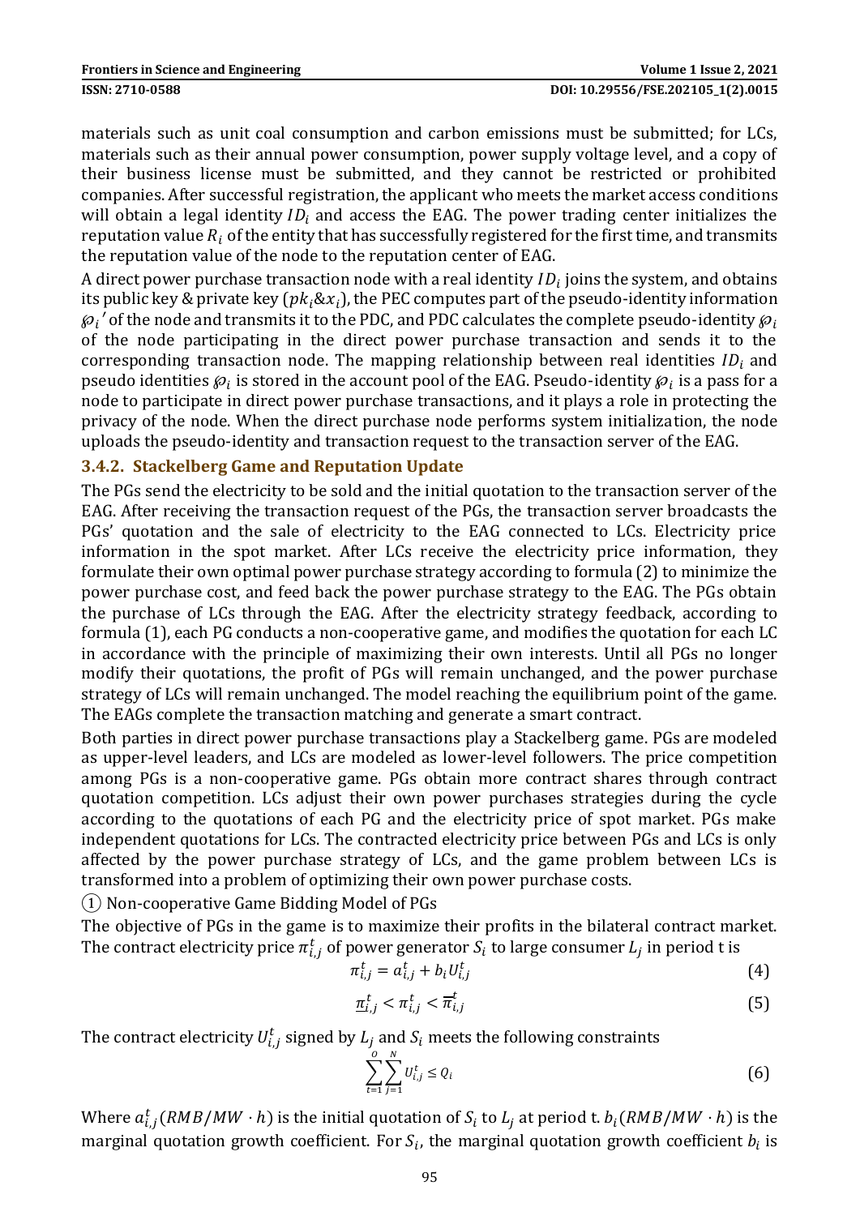materials such as unit coal consumption and carbon emissions must be submitted; for LCs, materials such as their annual power consumption, power supply voltage level, and a copy of their business license must be submitted, and they cannot be restricted or prohibited companies. After successful registration, the applicant who meets the market access conditions will obtain a legal identity $ID_i$ and access the EAG. The power trading center initializes the reputation value $R_i$ of the entity that has successfully registered for the first time, and transmits the reputation value of the node to the reputation center of EAG.

A direct power purchase transaction node with a real identity $ID_i$ joins the system, and obtains its public key & private key ($pk_i$&$x_i$), the PEC computes part of the pseudo-identity information $\wp_i{}'$ of the node and transmits it to the PDC, and PDC calculates the complete pseudo-identity $\wp_i$ of the node participating in the direct power purchase transaction and sends it to the corresponding transaction node. The mapping relationship between real identities $ID_i$ and pseudo identities $\wp_i$ is stored in the account pool of the EAG. Pseudo-identity $\wp_i$ is a pass for a node to participate in direct power purchase transactions, and it plays a role in protecting the privacy of the node. When the direct purchase node performs system initialization, the node uploads the pseudo-identity and transaction request to the transaction server of the EAG.

### 3.4.2. Stackelberg Game and Reputation Update

The PGs send the electricity to be sold and the initial quotation to the transaction server of the EAG. After receiving the transaction request of the PGs, the transaction server broadcasts the PGs' quotation and the sale of electricity to the EAG connected to LCs. Electricity price information in the spot market. After LCs receive the electricity price information, they formulate their own optimal power purchase strategy according to formula (2) to minimize the power purchase cost, and feed back the power purchase strategy to the EAG. The PGs obtain the purchase of LCs through the EAG. After the electricity strategy feedback, according to formula (1), each PG conducts a non-cooperative game, and modifies the quotation for each LC in accordance with the principle of maximizing their own interests. Until all PGs no longer modify their quotations, the profit of PGs will remain unchanged, and the power purchase strategy of LCs will remain unchanged. The model reaching the equilibrium point of the game. The EAGs complete the transaction matching and generate a smart contract.

Both parties in direct power purchase transactions play a Stackelberg game. PGs are modeled as upper-level leaders, and LCs are modeled as lower-level followers. The price competition among PGs is a non-cooperative game. PGs obtain more contract shares through contract quotation competition. LCs adjust their own power purchases strategies during the cycle according to the quotations of each PG and the electricity price of spot market. PGs make independent quotations for LCs. The contracted electricity price between PGs and LCs is only affected by the power purchase strategy of LCs, and the game problem between LCs is transformed into a problem of optimizing their own power purchase costs.

① Non-cooperative Game Bidding Model of PGs

The objective of PGs in the game is to maximize their profits in the bilateral contract market. The contract electricity price $\pi_{i,j}^t$ of power generator $S_i$ to large consumer $L_j$ in period t is

$$\pi_{i,j}^t = a_{i,j}^t + b_i U_{i,j}^t \tag{4}$$

$$\underline{\pi}_{i,j}^t < \pi_{i,j}^t < \overline{\pi}_{i,j}^t \tag{5}$$

The contract electricity $U_{i,j}^t$ signed by $L_j$ and $S_i$ meets the following constraints

$$\sum_{t=1}^{O}\sum_{j=1}^{N} U_{i,j}^t \leq Q_i \tag{6}$$

Where $a_{i,j}^t(RMB/MW \cdot h)$ is the initial quotation of $S_i$ to $L_j$ at period t. $b_i(RMB/MW \cdot h)$ is the marginal quotation growth coefficient. For $S_i$, the marginal quotation growth coefficient $b_i$ is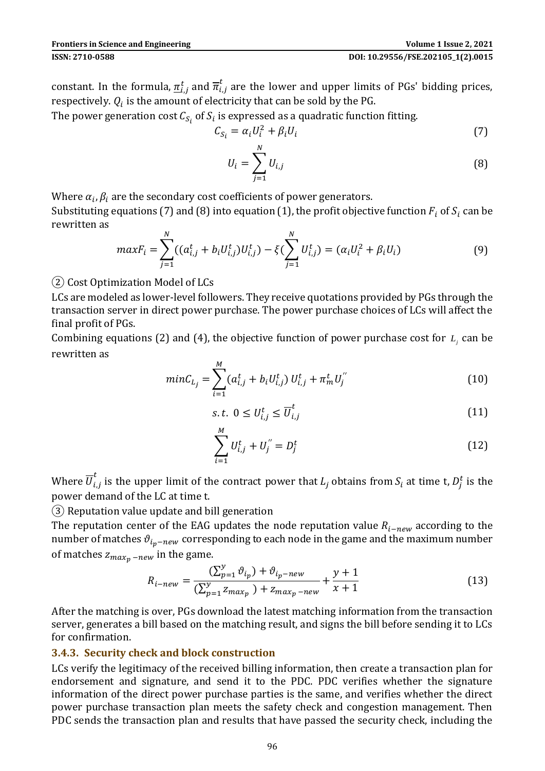constant. In the formula, $\underline{\pi}_{i,j}^{t}$ and $\overline{\pi}_{i,j}^{t}$ are the lower and upper limits of PGs' bidding prices, respectively. $Q_i$ is the amount of electricity that can be sold by the PG.

The power generation cost $C_{S_i}$ of $S_i$ is expressed as a quadratic function fitting.

$$C_{S_i} = \alpha_i U_i^2 + \beta_i U_i \tag{7}$$

$$U_i = \sum_{j=1}^{N} U_{i,j} \tag{8}$$

Where $\alpha_i, \beta_i$ are the secondary cost coefficients of power generators.

Substituting equations (7) and (8) into equation (1), the profit objective function $F_i$ of $S_i$ can be rewritten as

$$maxF_i = \sum_{j=1}^{N}((a_{i,j}^t + b_i U_{i,j}^t)U_{i,j}^t) - \xi(\sum_{j=1}^{N} U_{i,j}^t) = (\alpha_i U_i^2 + \beta_i U_i) \tag{9}$$

② Cost Optimization Model of LCs

LCs are modeled as lower-level followers. They receive quotations provided by PGs through the transaction server in direct power purchase. The power purchase choices of LCs will affect the final profit of PGs.

Combining equations (2) and (4), the objective function of power purchase cost for $L_j$ can be rewritten as

$$minC_{L_j} = \sum_{i=1}^{M}(a_{i,j}^t + b_i U_{i,j}^t)\, U_{i,j}^t + \pi_m^t U_j^{''} \tag{10}$$

$$s.t.\ \ 0 \le U_{i,j}^t \le \overline{U}_{i,j}^t \tag{11}$$

$$\sum_{i=1}^{M} U_{i,j}^t + U_j^{''} = D_j^t \tag{12}$$

Where $\overline{U}_{i,j}^t$ is the upper limit of the contract power that $L_j$ obtains from $S_i$ at time t, $D_j^t$ is the power demand of the LC at time t.

③ Reputation value update and bill generation

The reputation center of the EAG updates the node reputation value $R_{i-new}$ according to the number of matches $\vartheta_{i_p-new}$ corresponding to each node in the game and the maximum number of matches $z_{max_p-new}$ in the game.

$$R_{i-new} = \frac{(\sum_{p=1}^{y} \vartheta_{i_p}) + \vartheta_{i_p-new}}{(\sum_{p=1}^{y} z_{max_p}) + z_{max_p-new}} + \frac{y+1}{x+1} \tag{13}$$

After the matching is over, PGs download the latest matching information from the transaction server, generates a bill based on the matching result, and signs the bill before sending it to LCs for confirmation.

### 3.4.3. Security check and block construction

LCs verify the legitimacy of the received billing information, then create a transaction plan for endorsement and signature, and send it to the PDC. PDC verifies whether the signature information of the direct power purchase parties is the same, and verifies whether the direct power purchase transaction plan meets the safety check and congestion management. Then PDC sends the transaction plan and results that have passed the security check, including the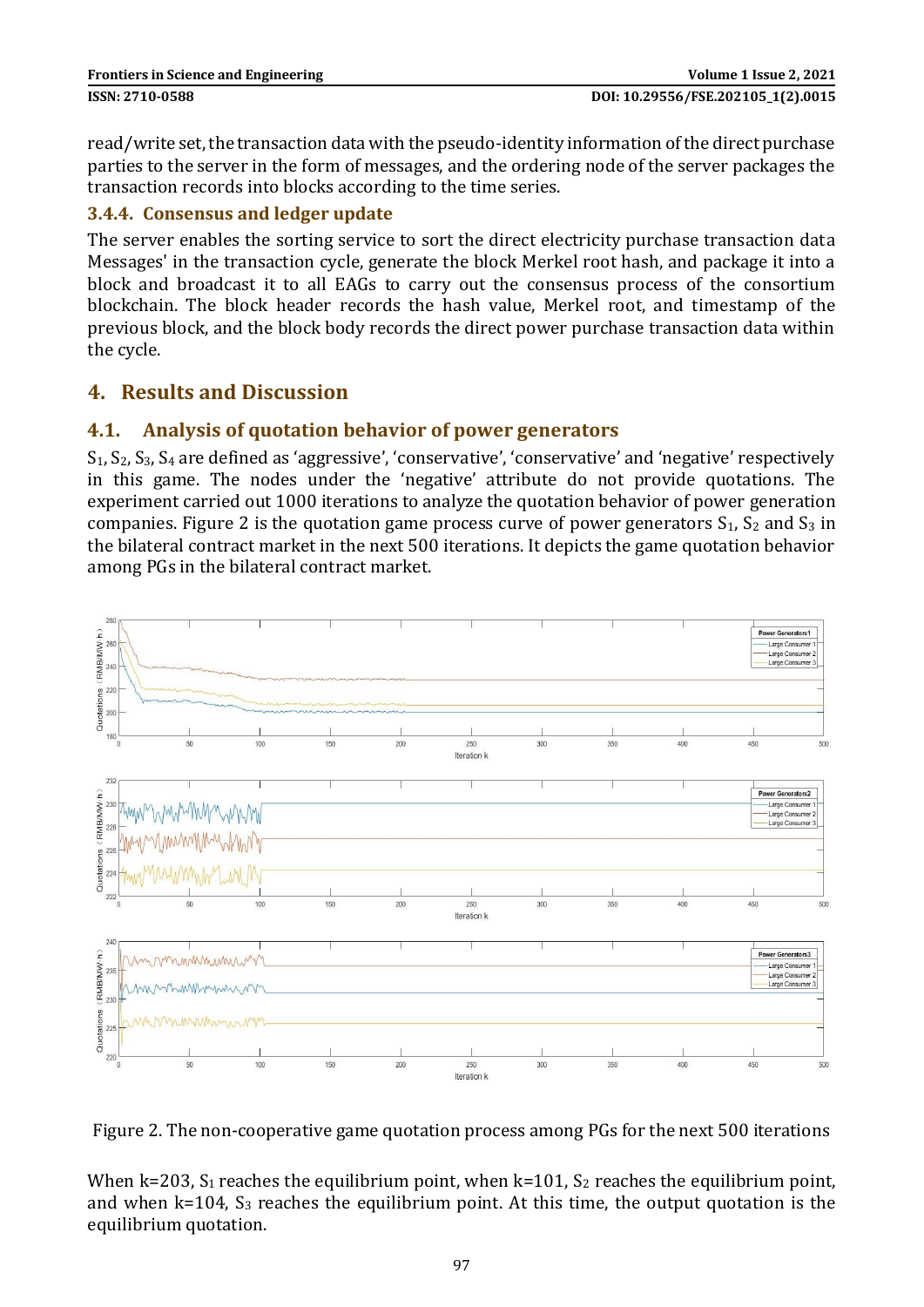read/write set, the transaction data with the pseudo-identity information of the direct purchase parties to the server in the form of messages, and the ordering node of the server packages the transaction records into blocks according to the time series.

### 3.4.4. Consensus and ledger update

The server enables the sorting service to sort the direct electricity purchase transaction data Messages' in the transaction cycle, generate the block Merkel root hash, and package it into a block and broadcast it to all EAGs to carry out the consensus process of the consortium blockchain. The block header records the hash value, Merkel root, and timestamp of the previous block, and the block body records the direct power purchase transaction data within the cycle.

## 4. Results and Discussion

### 4.1. Analysis of quotation behavior of power generators

$S_1$, $S_2$, $S_3$, $S_4$ are defined as 'aggressive', 'conservative', 'conservative' and 'negative' respectively in this game. The nodes under the 'negative' attribute do not provide quotations. The experiment carried out 1000 iterations to analyze the quotation behavior of power generation companies. Figure 2 is the quotation game process curve of power generators $S_1$, $S_2$ and $S_3$ in the bilateral contract market in the next 500 iterations. It depicts the game quotation behavior among PGs in the bilateral contract market.

Figure 2. The non-cooperative game quotation process among PGs for the next 500 iterations

When k=203, $S_1$ reaches the equilibrium point, when k=101, $S_2$ reaches the equilibrium point, and when k=104, $S_3$ reaches the equilibrium point. At this time, the output quotation is the equilibrium quotation.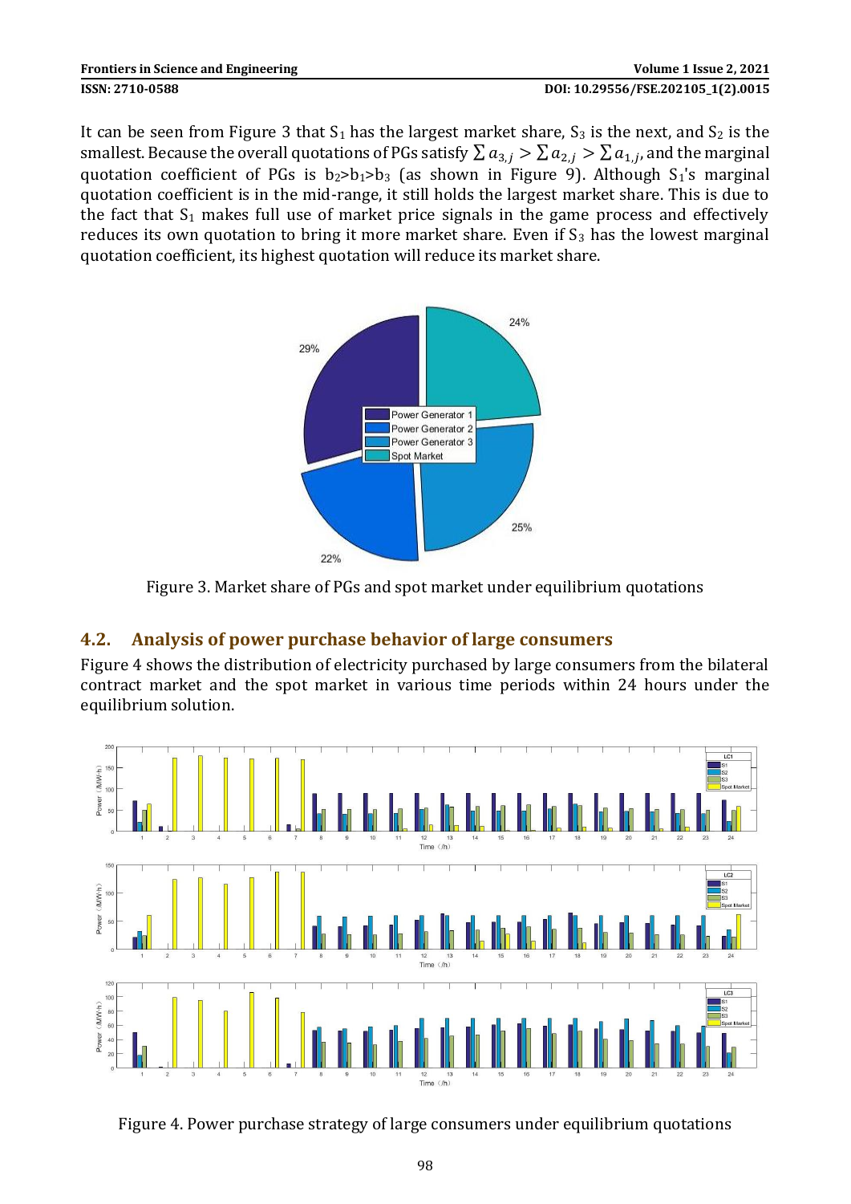It can be seen from Figure 3 that $S_1$ has the largest market share, $S_3$ is the next, and $S_2$ is the smallest. Because the overall quotations of PGs satisfy $\sum a_{3,j} > \sum a_{2,j} > \sum a_{1,j}$, and the marginal quotation coefficient of PGs is $b_2 > b_1 > b_3$ (as shown in Figure 9). Although $S_1$'s marginal quotation coefficient is in the mid-range, it still holds the largest market share. This is due to the fact that $S_1$ makes full use of market price signals in the game process and effectively reduces its own quotation to bring it more market share. Even if $S_3$ has the lowest marginal quotation coefficient, its highest quotation will reduce its market share.

Figure 3. Market share of PGs and spot market under equilibrium quotations

## 4.2. Analysis of power purchase behavior of large consumers

Figure 4 shows the distribution of electricity purchased by large consumers from the bilateral contract market and the spot market in various time periods within 24 hours under the equilibrium solution.

Figure 4. Power purchase strategy of large consumers under equilibrium quotations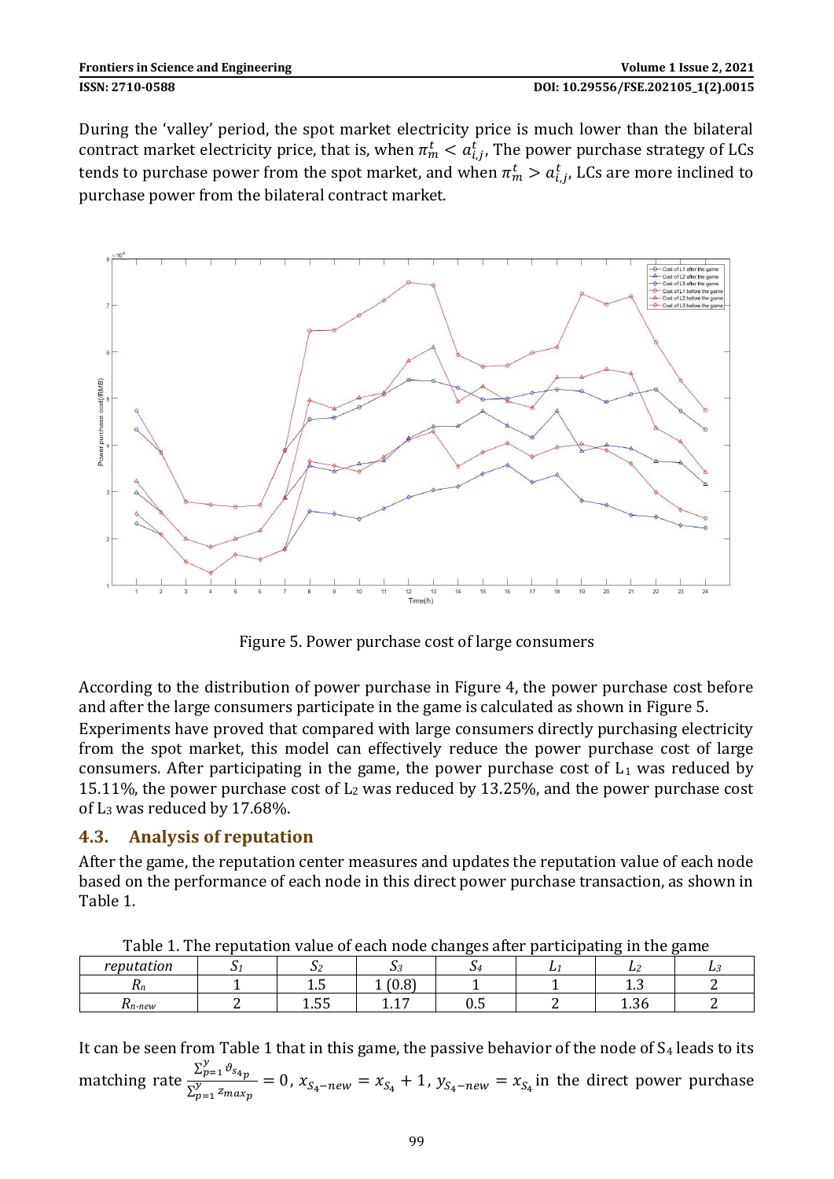During the 'valley' period, the spot market electricity price is much lower than the bilateral contract market electricity price, that is, when $\pi_m^t < a_{i,j}^t$, The power purchase strategy of LCs tends to purchase power from the spot market, and when $\pi_m^t > a_{i,j}^t$, LCs are more inclined to purchase power from the bilateral contract market.

Figure 5. Power purchase cost of large consumers

According to the distribution of power purchase in Figure 4, the power purchase cost before and after the large consumers participate in the game is calculated as shown in Figure 5.

Experiments have proved that compared with large consumers directly purchasing electricity from the spot market, this model can effectively reduce the power purchase cost of large consumers. After participating in the game, the power purchase cost of $L_1$ was reduced by 15.11%, the power purchase cost of $L_2$ was reduced by 13.25%, and the power purchase cost of $L_3$ was reduced by 17.68%.

## 4.3. Analysis of reputation

After the game, the reputation center measures and updates the reputation value of each node based on the performance of each node in this direct power purchase transaction, as shown in Table 1.

Table 1. The reputation value of each node changes after participating in the game

| *reputation* | $S_1$ | $S_2$ | $S_3$ | $S_4$ | $L_1$ | $L_2$ | $L_3$ |
|---|---|---|---|---|---|---|---|
| $R_n$ | 1 | 1.5 | 1 (0.8) | 1 | 1 | 1.3 | 2 |
| $R_{n\text{-}new}$ | 2 | 1.55 | 1.17 | 0.5 | 2 | 1.36 | 2 |

It can be seen from Table 1 that in this game, the passive behavior of the node of $S_4$ leads to its matching rate $\frac{\sum_{p=1}^{y} \vartheta_{s_{4p}}}{\sum_{p=1}^{y} z_{max_p}} = 0$, $x_{S_4-new} = x_{S_4} + 1$, $y_{S_4-new} = x_{S_4}$ in the direct power purchase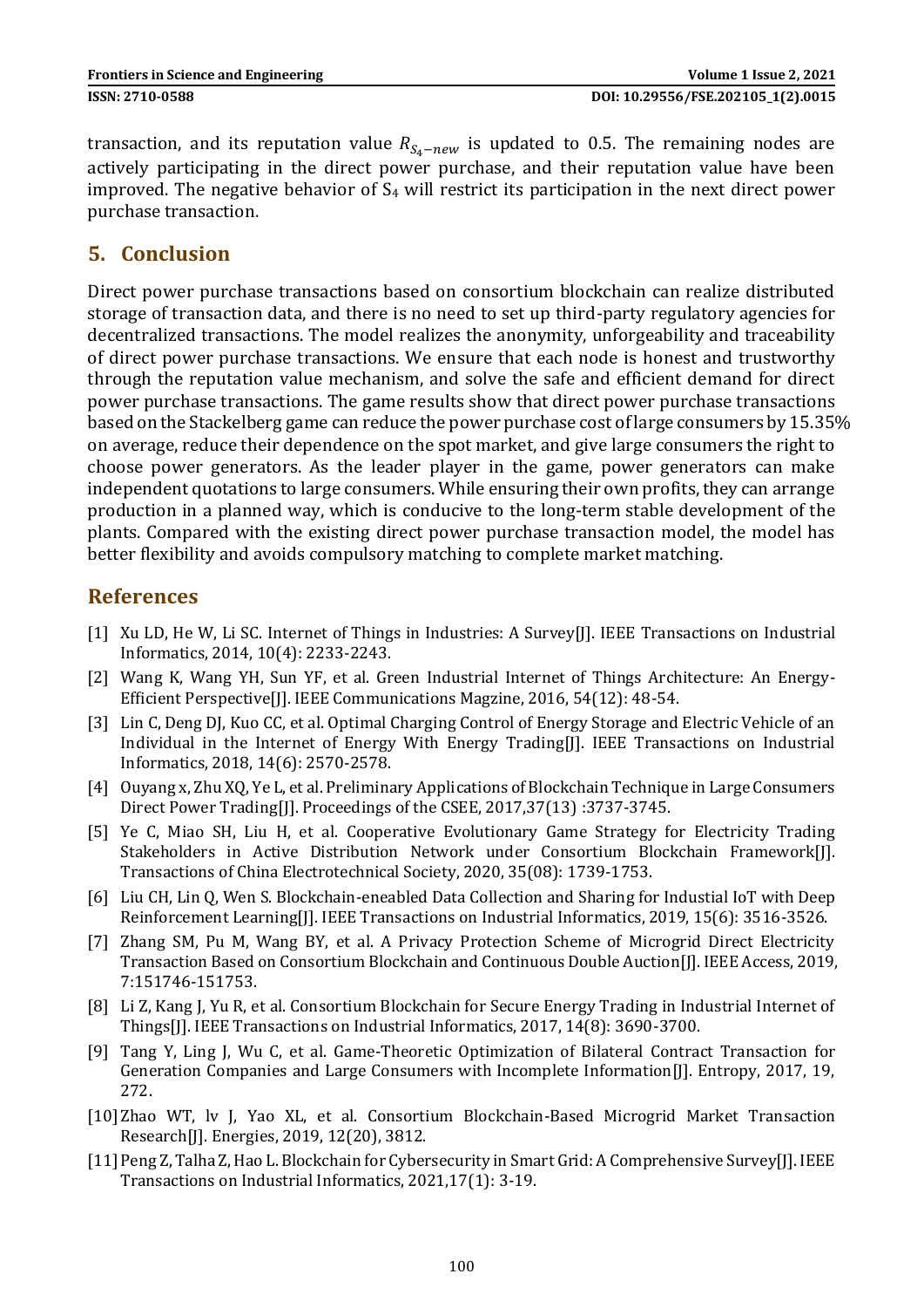transaction, and its reputation value $R_{S_4-new}$ is updated to 0.5. The remaining nodes are actively participating in the direct power purchase, and their reputation value have been improved. The negative behavior of $S_4$ will restrict its participation in the next direct power purchase transaction.

## 5. Conclusion

Direct power purchase transactions based on consortium blockchain can realize distributed storage of transaction data, and there is no need to set up third-party regulatory agencies for decentralized transactions. The model realizes the anonymity, unforgeability and traceability of direct power purchase transactions. We ensure that each node is honest and trustworthy through the reputation value mechanism, and solve the safe and efficient demand for direct power purchase transactions. The game results show that direct power purchase transactions based on the Stackelberg game can reduce the power purchase cost of large consumers by 15.35% on average, reduce their dependence on the spot market, and give large consumers the right to choose power generators. As the leader player in the game, power generators can make independent quotations to large consumers. While ensuring their own profits, they can arrange production in a planned way, which is conducive to the long-term stable development of the plants. Compared with the existing direct power purchase transaction model, the model has better flexibility and avoids compulsory matching to complete market matching.

## References

[1] Xu LD, He W, Li SC. Internet of Things in Industries: A Survey[J]. IEEE Transactions on Industrial Informatics, 2014, 10(4): 2233-2243.

[2] Wang K, Wang YH, Sun YF, et al. Green Industrial Internet of Things Architecture: An Energy-Efficient Perspective[J]. IEEE Communications Magzine, 2016, 54(12): 48-54.

[3] Lin C, Deng DJ, Kuo CC, et al. Optimal Charging Control of Energy Storage and Electric Vehicle of an Individual in the Internet of Energy With Energy Trading[J]. IEEE Transactions on Industrial Informatics, 2018, 14(6): 2570-2578.

[4] Ouyang x, Zhu XQ, Ye L, et al. Preliminary Applications of Blockchain Technique in Large Consumers Direct Power Trading[J]. Proceedings of the CSEE, 2017,37(13) :3737-3745.

[5] Ye C, Miao SH, Liu H, et al. Cooperative Evolutionary Game Strategy for Electricity Trading Stakeholders in Active Distribution Network under Consortium Blockchain Framework[J]. Transactions of China Electrotechnical Society, 2020, 35(08): 1739-1753.

[6] Liu CH, Lin Q, Wen S. Blockchain-eneabled Data Collection and Sharing for Industial IoT with Deep Reinforcement Learning[J]. IEEE Transactions on Industrial Informatics, 2019, 15(6): 3516-3526.

[7] Zhang SM, Pu M, Wang BY, et al. A Privacy Protection Scheme of Microgrid Direct Electricity Transaction Based on Consortium Blockchain and Continuous Double Auction[J]. IEEE Access, 2019, 7:151746-151753.

[8] Li Z, Kang J, Yu R, et al. Consortium Blockchain for Secure Energy Trading in Industrial Internet of Things[J]. IEEE Transactions on Industrial Informatics, 2017, 14(8): 3690-3700.

[9] Tang Y, Ling J, Wu C, et al. Game-Theoretic Optimization of Bilateral Contract Transaction for Generation Companies and Large Consumers with Incomplete Information[J]. Entropy, 2017, 19, 272.

[10] Zhao WT, lv J, Yao XL, et al. Consortium Blockchain-Based Microgrid Market Transaction Research[J]. Energies, 2019, 12(20), 3812.

[11] Peng Z, Talha Z, Hao L. Blockchain for Cybersecurity in Smart Grid: A Comprehensive Survey[J]. IEEE Transactions on Industrial Informatics, 2021,17(1): 3-19.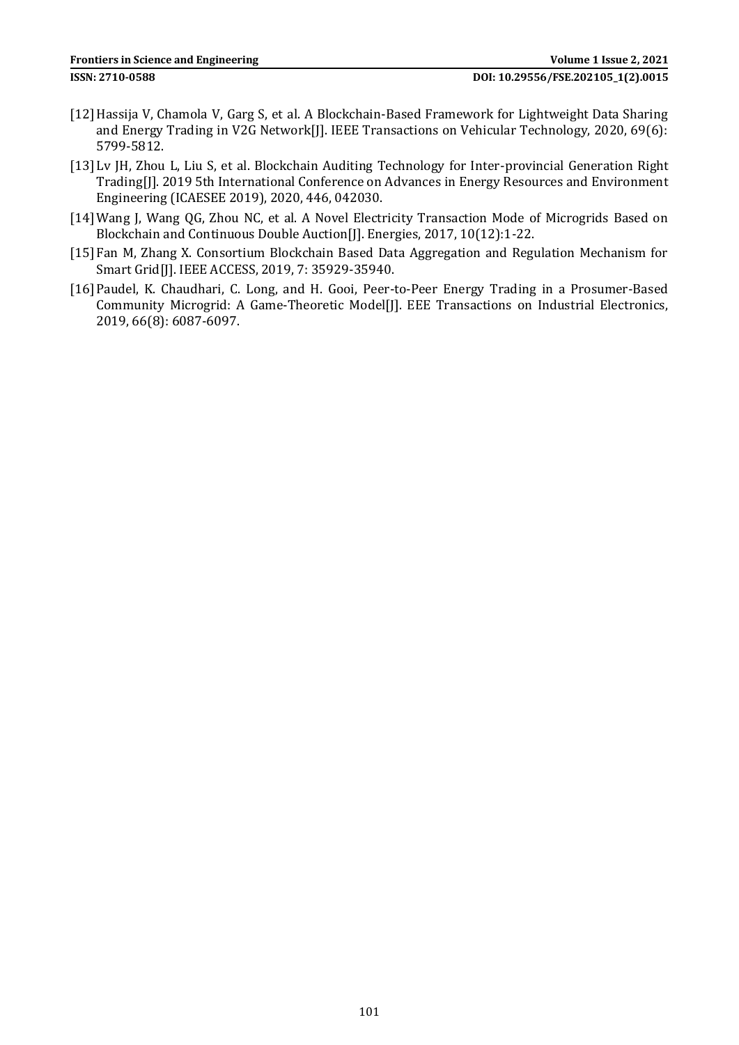[12] Hassija V, Chamola V, Garg S, et al. A Blockchain-Based Framework for Lightweight Data Sharing and Energy Trading in V2G Network[J]. IEEE Transactions on Vehicular Technology, 2020, 69(6): 5799-5812.

[13] Lv JH, Zhou L, Liu S, et al. Blockchain Auditing Technology for Inter-provincial Generation Right Trading[J]. 2019 5th International Conference on Advances in Energy Resources and Environment Engineering (ICAESEE 2019), 2020, 446, 042030.

[14] Wang J, Wang QG, Zhou NC, et al. A Novel Electricity Transaction Mode of Microgrids Based on Blockchain and Continuous Double Auction[J]. Energies, 2017, 10(12):1-22.

[15] Fan M, Zhang X. Consortium Blockchain Based Data Aggregation and Regulation Mechanism for Smart Grid[J]. IEEE ACCESS, 2019, 7: 35929-35940.

[16] Paudel, K. Chaudhari, C. Long, and H. Gooi, Peer-to-Peer Energy Trading in a Prosumer-Based Community Microgrid: A Game-Theoretic Model[J]. EEE Transactions on Industrial Electronics, 2019, 66(8): 6087-6097.